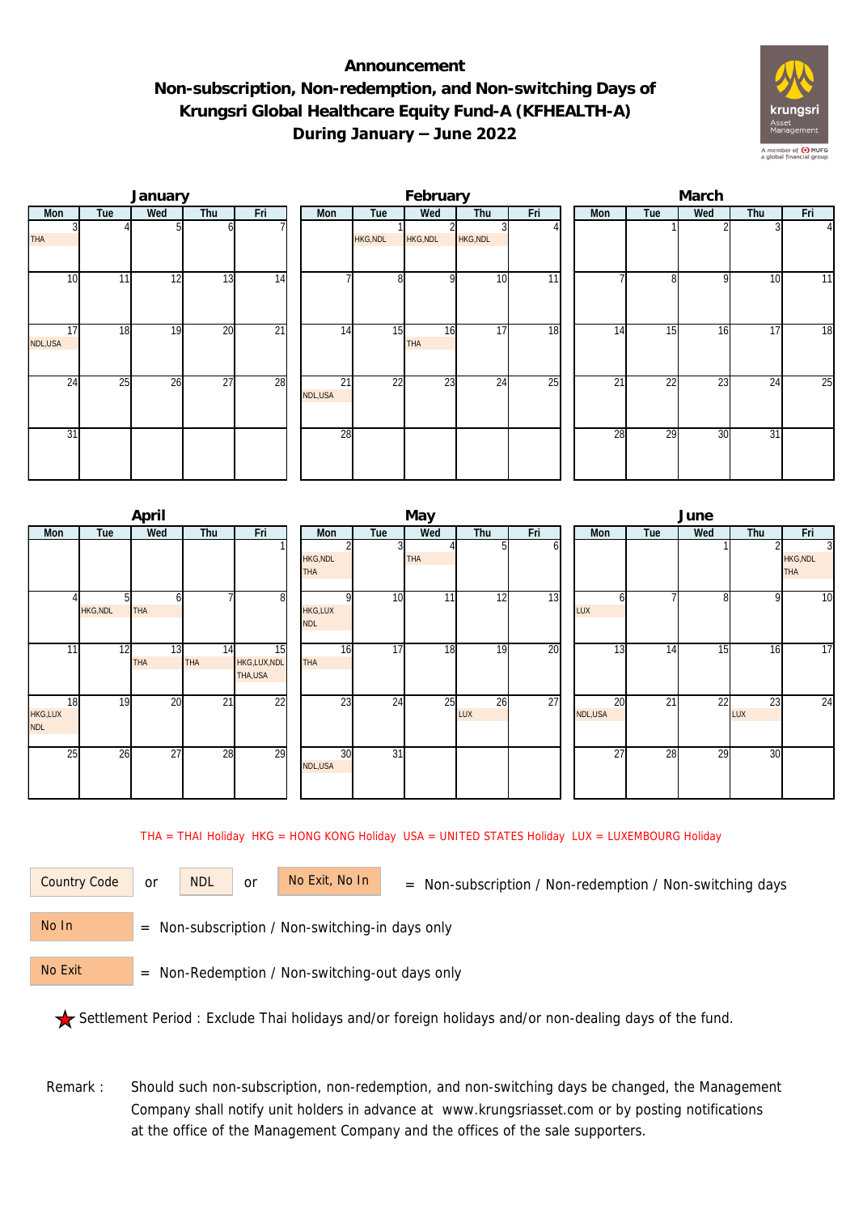# Announcement

## Non-subscription, Non-redemption, and Non-switching Days of Krungsri Global Healthcare Equity Fund-A (KFHEALTH-A) During January – June 2022

### January

| Mon | Tue | Wed | Thu | Fri |
|---|---|---|---|---|
| 3 THA | 4 | 5 | 6 | 7 |
| 10 | 11 | 12 | 13 | 14 |
| 17 NDL,USA | 18 | 19 | 20 | 21 |
| 24 | 25 | 26 | 27 | 28 |
| 31 | | | | |

### February

| Mon | Tue | Wed | Thu | Fri |
|---|---|---|---|---|
| | 1 HKG,NDL | 2 HKG,NDL | 3 HKG,NDL | 4 |
| 7 | 8 | 9 | 10 | 11 |
| 14 | 15 | 16 THA | 17 | 18 |
| 21 NDL,USA | 22 | 23 | 24 | 25 |
| 28 | | | | |

### March

| Mon | Tue | Wed | Thu | Fri |
|---|---|---|---|---|
| | 1 | 2 | 3 | 4 |
| 7 | 8 | 9 | 10 | 11 |
| 14 | 15 | 16 | 17 | 18 |
| 21 | 22 | 23 | 24 | 25 |
| 28 | 29 | 30 | 31 | |

### April

| Mon | Tue | Wed | Thu | Fri |
|---|---|---|---|---|
| | | | | 1 |
| 4 | 5 HKG,NDL | 6 THA | 7 | 8 |
| 11 | 12 | 13 THA | 14 THA | 15 HKG,LUX,NDL THA,USA |
| 18 HKG,LUX NDL | 19 | 20 | 21 | 22 |
| 25 | 26 | 27 | 28 | 29 |

### May

| Mon | Tue | Wed | Thu | Fri |
|---|---|---|---|---|
| 2 HKG,NDL THA | 3 | 4 THA | 5 | 6 |
| 9 HKG,LUX NDL | 10 | 11 | 12 | 13 |
| 16 THA | 17 | 18 | 19 | 20 |
| 23 | 24 | 25 | 26 LUX | 27 |
| 30 NDL,USA | 31 | | | |

### June

| Mon | Tue | Wed | Thu | Fri |
|---|---|---|---|---|
| | | 1 | 2 | 3 HKG,NDL THA |
| 6 LUX | 7 | 8 | 9 | 10 |
| 13 | 14 | 15 | 16 | 17 |
| 20 NDL,USA | 21 | 22 | 23 LUX | 24 |
| 27 | 28 | 29 | 30 | |

THA = THAI Holiday HKG = HONG KONG Holiday USA = UNITED STATES Holiday LUX = LUXEMBOURG Holiday

Country Code or NDL or No Exit, No In = Non-subscription / Non-redemption / Non-switching days

No In = Non-subscription / Non-switching-in days only

No Exit = Non-Redemption / Non-switching-out days only

★ Settlement Period : Exclude Thai holidays and/or foreign holidays and/or non-dealing days of the fund.

Remark : Should such non-subscription, non-redemption, and non-switching days be changed, the Management Company shall notify unit holders in advance at www.krungsriasset.com or by posting notifications at the office of the Management Company and the offices of the sale supporters.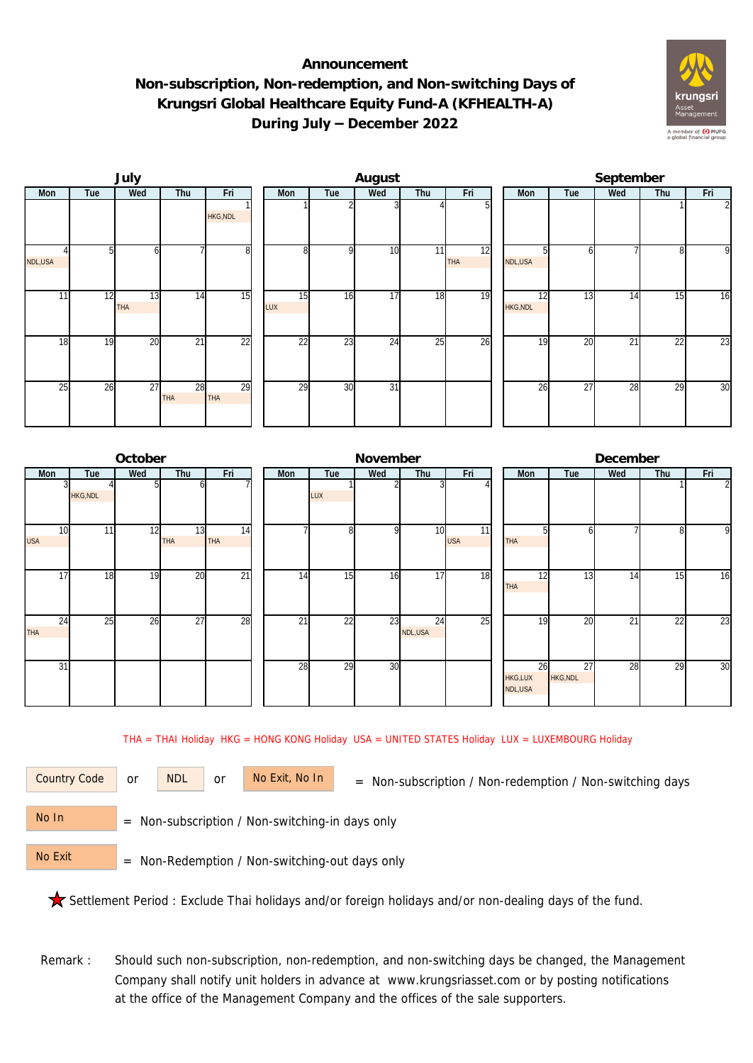**Announcement**

**Non-subscription, Non-redemption, and Non-switching Days of Krungsri Global Healthcare Equity Fund-A (KFHEALTH-A) During July – December 2022**

krungsri Asset Management

A member of MUFG a global financial group

### July

| Mon | Tue | Wed | Thu | Fri |
|---|---|---|---|---|
| | | | | 1 HKG,NDL |
| 4 NDL,USA | 5 | 6 | 7 | 8 |
| 11 | 12 | 13 THA | 14 | 15 |
| 18 | 19 | 20 | 21 | 22 |
| 25 | 26 | 27 | 28 THA | 29 THA |

### August

| Mon | Tue | Wed | Thu | Fri |
|---|---|---|---|---|
| 1 | 2 | 3 | 4 | 5 |
| 8 | 9 | 10 | 11 | 12 THA |
| 15 LUX | 16 | 17 | 18 | 19 |
| 22 | 23 | 24 | 25 | 26 |
| 29 | 30 | 31 | | |

### September

| Mon | Tue | Wed | Thu | Fri |
|---|---|---|---|---|
| | | | 1 | 2 |
| 5 NDL,USA | 6 | 7 | 8 | 9 |
| 12 HKG,NDL | 13 | 14 | 15 | 16 |
| 19 | 20 | 21 | 22 | 23 |
| 26 | 27 | 28 | 29 | 30 |

### October

| Mon | Tue | Wed | Thu | Fri |
|---|---|---|---|---|
| 3 | 4 HKG,NDL | 5 | 6 | 7 |
| 10 USA | 11 | 12 | 13 THA | 14 THA |
| 17 | 18 | 19 | 20 | 21 |
| 24 THA | 25 | 26 | 27 | 28 |
| 31 | | | | |

### November

| Mon | Tue | Wed | Thu | Fri |
|---|---|---|---|---|
| | 1 LUX | 2 | 3 | 4 |
| 7 | 8 | 9 | 10 | 11 USA |
| 14 | 15 | 16 | 17 | 18 |
| 21 | 22 | 23 | 24 NDL,USA | 25 |
| 28 | 29 | 30 | | |

### December

| Mon | Tue | Wed | Thu | Fri |
|---|---|---|---|---|
| | | | 1 | 2 |
| 5 THA | 6 | 7 | 8 | 9 |
| 12 THA | 13 | 14 | 15 | 16 |
| 19 | 20 | 21 | 22 | 23 |
| 26 HKG,LUX NDL,USA | 27 HKG,NDL | 28 | 29 | 30 |

THA = THAI Holiday HKG = HONG KONG Holiday USA = UNITED STATES Holiday LUX = LUXEMBOURG Holiday

Country Code or NDL or No Exit, No In = Non-subscription / Non-redemption / Non-switching days

No In = Non-subscription / Non-switching-in days only

No Exit = Non-Redemption / Non-switching-out days only

★ Settlement Period : Exclude Thai holidays and/or foreign holidays and/or non-dealing days of the fund.

Remark : Should such non-subscription, non-redemption, and non-switching days be changed, the Management Company shall notify unit holders in advance at www.krungsriasset.com or by posting notifications at the office of the Management Company and the offices of the sale supporters.